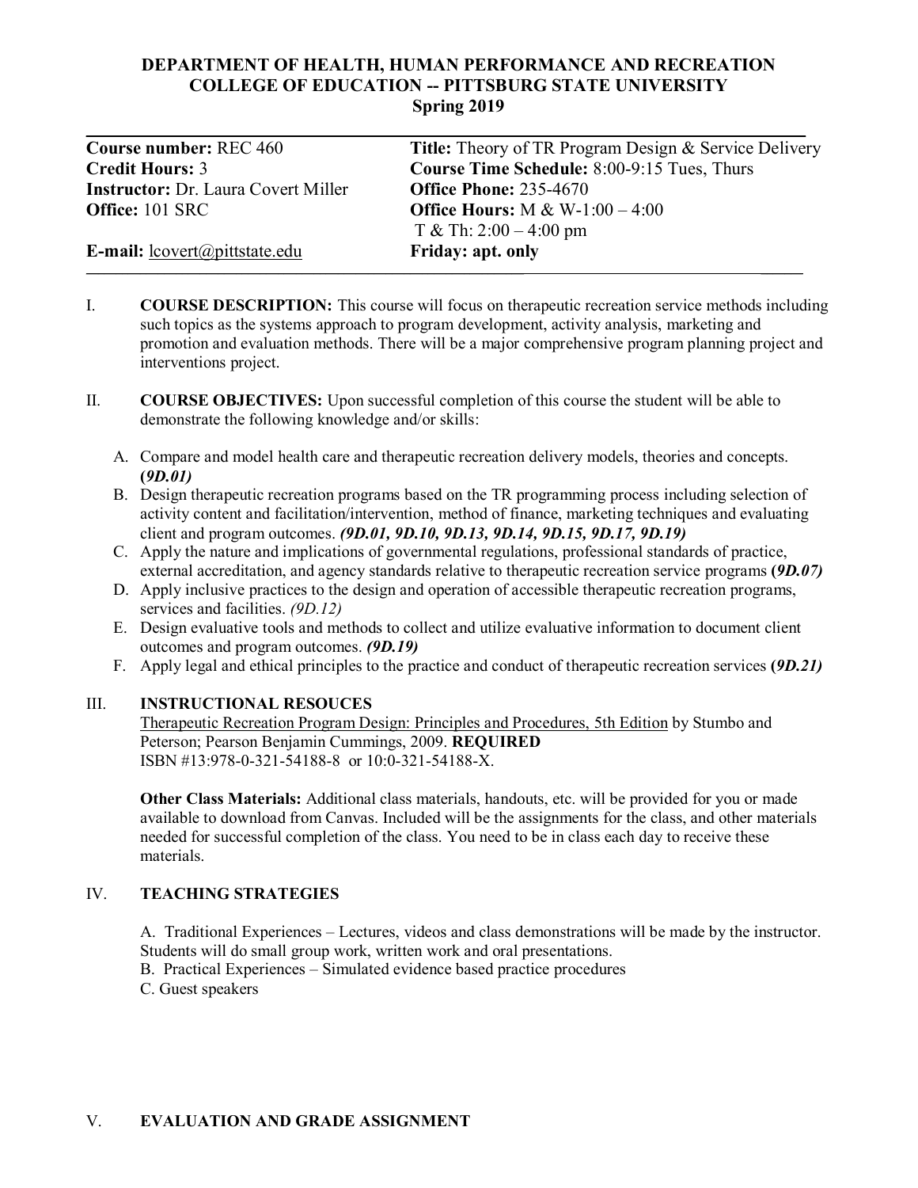**DEPARTMENT OF HEALTH, HUMAN PERFORMANCE AND RECREATION**
**COLLEGE OF EDUCATION -- PITTSBURG STATE UNIVERSITY**
**Spring 2019**

| | |
|---|---|
| **Course number:** REC 460 | **Title:** Theory of TR Program Design & Service Delivery |
| **Credit Hours:** 3 | **Course Time Schedule:** 8:00-9:15 Tues, Thurs |
| **Instructor:** Dr. Laura Covert Miller | **Office Phone:** 235-4670 |
| **Office:** 101 SRC | **Office Hours:** M & W-1:00 – 4:00 |
| | T & Th: 2:00 – 4:00 pm |
| **E-mail:** lcovert@pittstate.edu | **Friday: apt. only** |

I. **COURSE DESCRIPTION:** This course will focus on therapeutic recreation service methods including such topics as the systems approach to program development, activity analysis, marketing and promotion and evaluation methods. There will be a major comprehensive program planning project and interventions project.

II. **COURSE OBJECTIVES:** Upon successful completion of this course the student will be able to demonstrate the following knowledge and/or skills:

A. Compare and model health care and therapeutic recreation delivery models, theories and concepts. **(*9D.01)***
B. Design therapeutic recreation programs based on the TR programming process including selection of activity content and facilitation/intervention, method of finance, marketing techniques and evaluating client and program outcomes. ***(9D.01, 9D.10, 9D.13, 9D.14, 9D.15, 9D.17, 9D.19)***
C. Apply the nature and implications of governmental regulations, professional standards of practice, external accreditation, and agency standards relative to therapeutic recreation service programs **(*9D.07)***
D. Apply inclusive practices to the design and operation of accessible therapeutic recreation programs, services and facilities. *(9D.12)*
E. Design evaluative tools and methods to collect and utilize evaluative information to document client outcomes and program outcomes. ***(9D.19)***
F. Apply legal and ethical principles to the practice and conduct of therapeutic recreation services **(*9D.21)***

III. **INSTRUCTIONAL RESOUCES**

Therapeutic Recreation Program Design: Principles and Procedures, 5th Edition by Stumbo and Peterson; Pearson Benjamin Cummings, 2009. **REQUIRED**
ISBN #13:978-0-321-54188-8 or 10:0-321-54188-X.

**Other Class Materials:** Additional class materials, handouts, etc. will be provided for you or made available to download from Canvas. Included will be the assignments for the class, and other materials needed for successful completion of the class. You need to be in class each day to receive these materials.

IV. **TEACHING STRATEGIES**

A. Traditional Experiences – Lectures, videos and class demonstrations will be made by the instructor. Students will do small group work, written work and oral presentations.
B. Practical Experiences – Simulated evidence based practice procedures
C. Guest speakers

V. **EVALUATION AND GRADE ASSIGNMENT**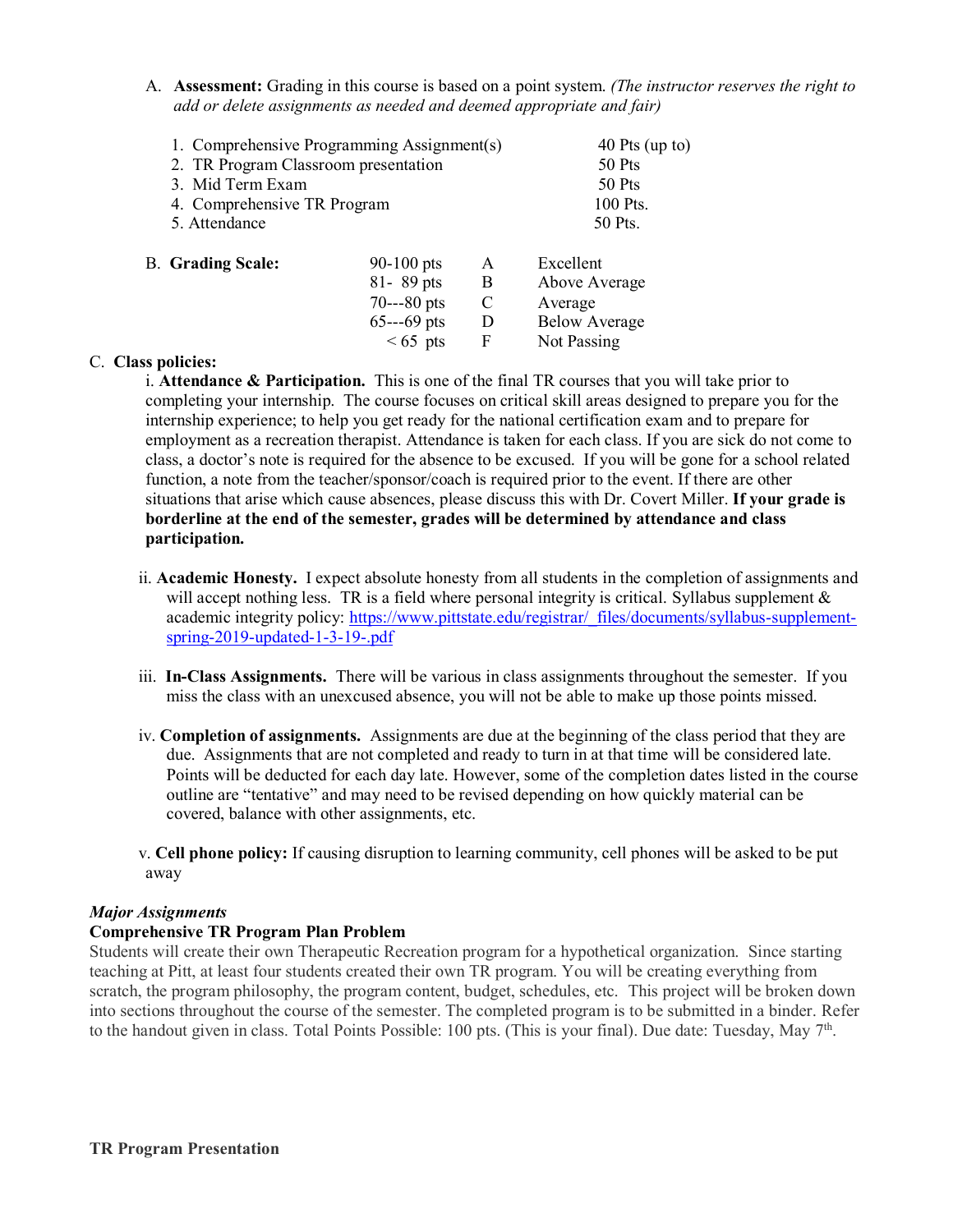A. **Assessment:** Grading in this course is based on a point system. *(The instructor reserves the right to add or delete assignments as needed and deemed appropriate and fair)*

| | |
|---|---|
| 1. Comprehensive Programming Assignment(s) | 40 Pts (up to) |
| 2. TR Program Classroom presentation | 50 Pts |
| 3. Mid Term Exam | 50 Pts |
| 4. Comprehensive TR Program | 100 Pts. |
| 5. Attendance | 50 Pts. |

B. **Grading Scale:**

| | | |
|---|---|---|
| 90-100 pts | A | Excellent |
| 81- 89 pts | B | Above Average |
| 70---80 pts | C | Average |
| 65---69 pts | D | Below Average |
| < 65 pts | F | Not Passing |

C. **Class policies:**

i. **Attendance & Participation.** This is one of the final TR courses that you will take prior to completing your internship. The course focuses on critical skill areas designed to prepare you for the internship experience; to help you get ready for the national certification exam and to prepare for employment as a recreation therapist. Attendance is taken for each class. If you are sick do not come to class, a doctor's note is required for the absence to be excused. If you will be gone for a school related function, a note from the teacher/sponsor/coach is required prior to the event. If there are other situations that arise which cause absences, please discuss this with Dr. Covert Miller. **If your grade is borderline at the end of the semester, grades will be determined by attendance and class participation.**

ii. **Academic Honesty.** I expect absolute honesty from all students in the completion of assignments and will accept nothing less. TR is a field where personal integrity is critical. Syllabus supplement & academic integrity policy: https://www.pittstate.edu/registrar/_files/documents/syllabus-supplement-spring-2019-updated-1-3-19-.pdf

iii. **In-Class Assignments.** There will be various in class assignments throughout the semester. If you miss the class with an unexcused absence, you will not be able to make up those points missed.

iv. **Completion of assignments.** Assignments are due at the beginning of the class period that they are due. Assignments that are not completed and ready to turn in at that time will be considered late. Points will be deducted for each day late. However, some of the completion dates listed in the course outline are "tentative" and may need to be revised depending on how quickly material can be covered, balance with other assignments, etc.

v. **Cell phone policy:** If causing disruption to learning community, cell phones will be asked to be put away

***Major Assignments***

**Comprehensive TR Program Plan Problem**

Students will create their own Therapeutic Recreation program for a hypothetical organization. Since starting teaching at Pitt, at least four students created their own TR program. You will be creating everything from scratch, the program philosophy, the program content, budget, schedules, etc. This project will be broken down into sections throughout the course of the semester. The completed program is to be submitted in a binder. Refer to the handout given in class. Total Points Possible: 100 pts. (This is your final). Due date: Tuesday, May 7th.

**TR Program Presentation**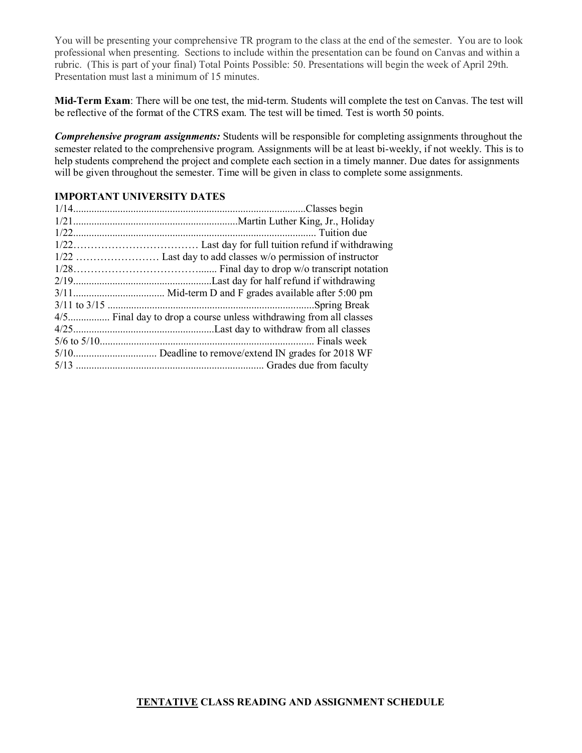You will be presenting your comprehensive TR program to the class at the end of the semester. You are to look professional when presenting. Sections to include within the presentation can be found on Canvas and within a rubric. (This is part of your final) Total Points Possible: 50. Presentations will begin the week of April 29th. Presentation must last a minimum of 15 minutes.

**Mid-Term Exam**: There will be one test, the mid-term. Students will complete the test on Canvas. The test will be reflective of the format of the CTRS exam. The test will be timed. Test is worth 50 points.

***Comprehensive program assignments:*** Students will be responsible for completing assignments throughout the semester related to the comprehensive program. Assignments will be at least bi-weekly, if not weekly. This is to help students comprehend the project and complete each section in a timely manner. Due dates for assignments will be given throughout the semester. Time will be given in class to complete some assignments.

**IMPORTANT UNIVERSITY DATES**

| Date | Event |
|---|---|
| 1/14 | Classes begin |
| 1/21 | Martin Luther King, Jr., Holiday |
| 1/22 | Tuition due |
| 1/22 | Last day for full tuition refund if withdrawing |
| 1/22 | Last day to add classes w/o permission of instructor |
| 1/28 | Final day to drop w/o transcript notation |
| 2/19 | Last day for half refund if withdrawing |
| 3/11 | Mid-term D and F grades available after 5:00 pm |
| 3/11 to 3/15 | Spring Break |
| 4/5 | Final day to drop a course unless withdrawing from all classes |
| 4/25 | Last day to withdraw from all classes |
| 5/6 to 5/10 | Finals week |
| 5/10 | Deadline to remove/extend IN grades for 2018 WF |
| 5/13 | Grades due from faculty |

**<u>TENTATIVE</u> CLASS READING AND ASSIGNMENT SCHEDULE**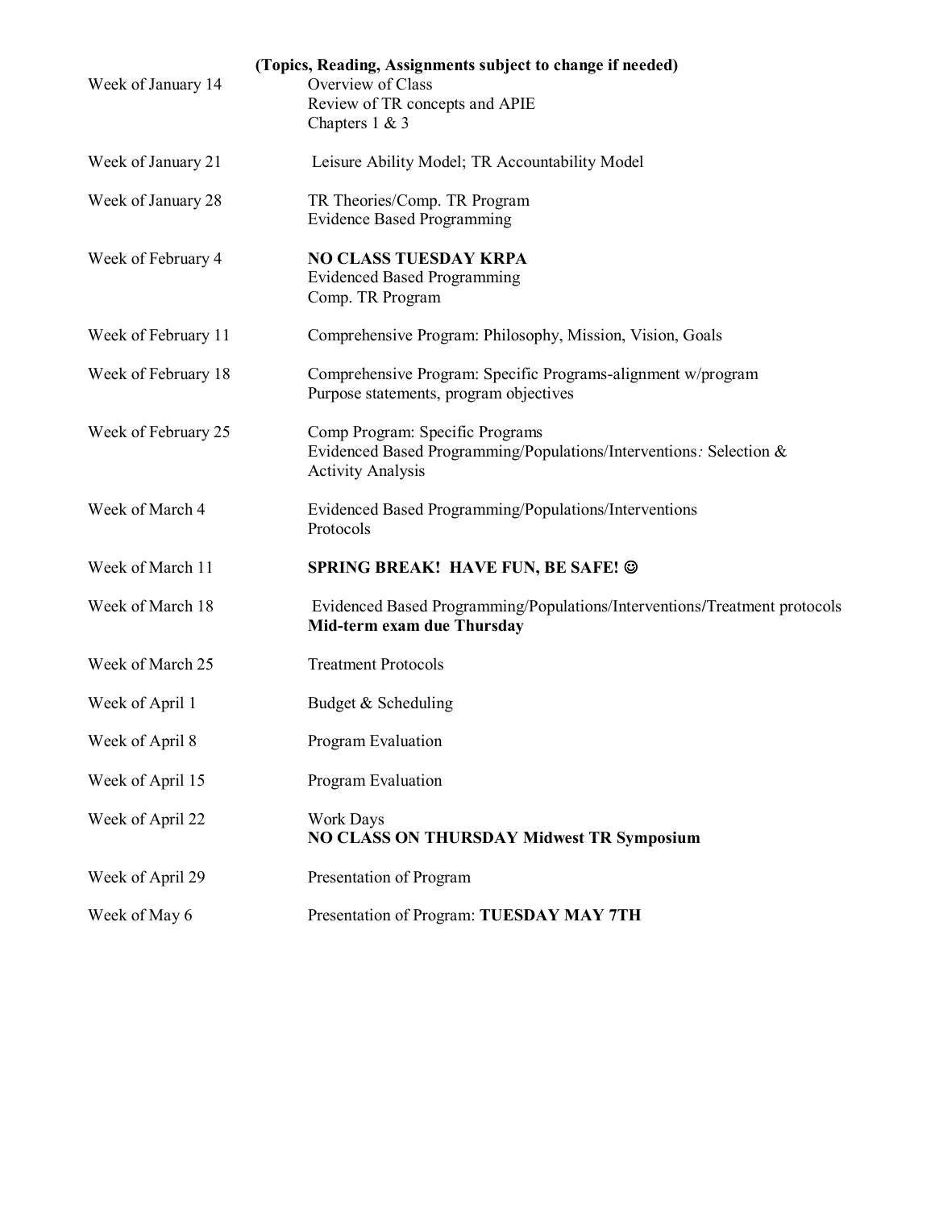**(Topics, Reading, Assignments subject to change if needed)**

| | |
|---|---|
| Week of January 14 | Overview of Class<br>Review of TR concepts and APIE<br>Chapters 1 & 3 |
| Week of January 21 | Leisure Ability Model; TR Accountability Model |
| Week of January 28 | TR Theories/Comp. TR Program<br>Evidence Based Programming |
| Week of February 4 | **NO CLASS TUESDAY KRPA**<br>Evidenced Based Programming<br>Comp. TR Program |
| Week of February 11 | Comprehensive Program: Philosophy, Mission, Vision, Goals |
| Week of February 18 | Comprehensive Program: Specific Programs-alignment w/program<br>Purpose statements, program objectives |
| Week of February 25 | Comp Program: Specific Programs<br>Evidenced Based Programming/Populations/Interventions*:* Selection & Activity Analysis |
| Week of March 4 | Evidenced Based Programming/Populations/Interventions<br>Protocols |
| Week of March 11 | **SPRING BREAK! HAVE FUN, BE SAFE! ☺** |
| Week of March 18 | Evidenced Based Programming/Populations/Interventions/Treatment protocols<br>**Mid-term exam due Thursday** |
| Week of March 25 | Treatment Protocols |
| Week of April 1 | Budget & Scheduling |
| Week of April 8 | Program Evaluation |
| Week of April 15 | Program Evaluation |
| Week of April 22 | Work Days<br>**NO CLASS ON THURSDAY Midwest TR Symposium** |
| Week of April 29 | Presentation of Program |
| Week of May 6 | Presentation of Program: **TUESDAY MAY 7TH** |